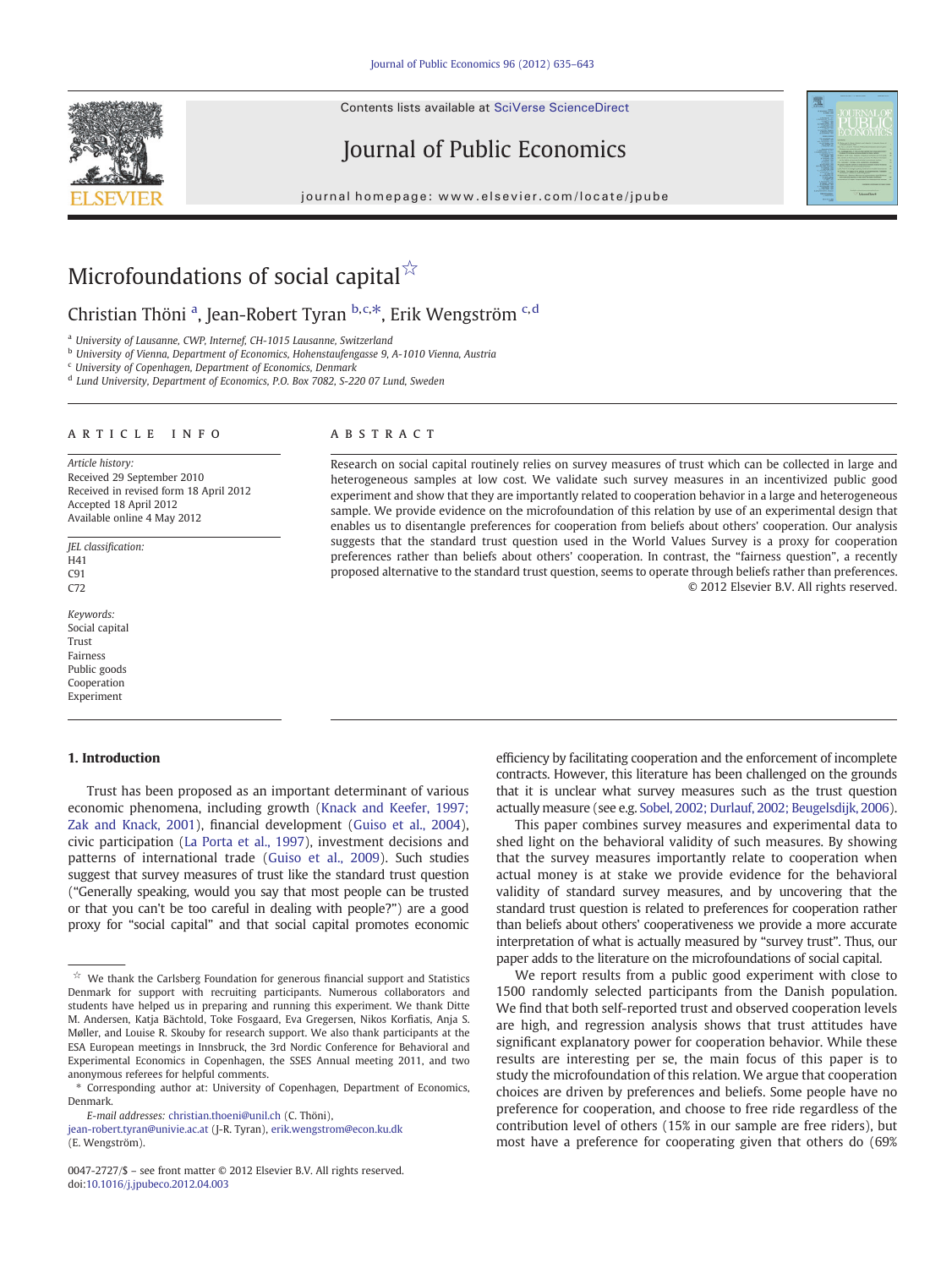# Microfoundations of social capital ☆

Christian Thöni [a], Jean-Robert Tyran [b,c,*], Erik Wengström [c,d]

[a] University of Lausanne, CWP, Internef, CH-1015 Lausanne, Switzerland
[b] University of Vienna, Department of Economics, Hohenstaufengasse 9, A-1010 Vienna, Austria
[c] University of Copenhagen, Department of Economics, Denmark
[d] Lund University, Department of Economics, P.O. Box 7082, S-220 07 Lund, Sweden

## ARTICLE INFO

*Article history:*
Received 29 September 2010
Received in revised form 18 April 2012
Accepted 18 April 2012
Available online 4 May 2012

*JEL classification:*
H41
C91
C72

*Keywords:*
Social capital
Trust
Fairness
Public goods
Cooperation
Experiment

## ABSTRACT

Research on social capital routinely relies on survey measures of trust which can be collected in large and heterogeneous samples at low cost. We validate such survey measures in an incentivized public good experiment and show that they are importantly related to cooperation behavior in a large and heterogeneous sample. We provide evidence on the microfoundation of this relation by use of an experimental design that enables us to disentangle preferences for cooperation from beliefs about others' cooperation. Our analysis suggests that the standard trust question used in the World Values Survey is a proxy for cooperation preferences rather than beliefs about others' cooperation. In contrast, the "fairness question", a recently proposed alternative to the standard trust question, seems to operate through beliefs rather than preferences.

© 2012 Elsevier B.V. All rights reserved.

## 1. Introduction

Trust has been proposed as an important determinant of various economic phenomena, including growth (Knack and Keefer, 1997; Zak and Knack, 2001), financial development (Guiso et al., 2004), civic participation (La Porta et al., 1997), investment decisions and patterns of international trade (Guiso et al., 2009). Such studies suggest that survey measures of trust like the standard trust question ("Generally speaking, would you say that most people can be trusted or that you can't be too careful in dealing with people?") are a good proxy for "social capital" and that social capital promotes economic efficiency by facilitating cooperation and the enforcement of incomplete contracts. However, this literature has been challenged on the grounds that it is unclear what survey measures such as the trust question actually measure (see e.g. Sobel, 2002; Durlauf, 2002; Beugelsdijk, 2006).

This paper combines survey measures and experimental data to shed light on the behavioral validity of such measures. By showing that the survey measures importantly relate to cooperation when actual money is at stake we provide evidence for the behavioral validity of standard survey measures, and by uncovering that the standard trust question is related to preferences for cooperation rather than beliefs about others' cooperativeness we provide a more accurate interpretation of what is actually measured by "survey trust". Thus, our paper adds to the literature on the microfoundations of social capital.

We report results from a public good experiment with close to 1500 randomly selected participants from the Danish population. We find that both self-reported trust and observed cooperation levels are high, and regression analysis shows that trust attitudes have significant explanatory power for cooperation behavior. While these results are interesting per se, the main focus of this paper is to study the microfoundation of this relation. We argue that cooperation choices are driven by preferences and beliefs. Some people have no preference for cooperation, and choose to free ride regardless of the contribution level of others (15% in our sample are free riders), but most have a preference for cooperating given that others do (69%

---

☆ We thank the Carlsberg Foundation for generous financial support and Statistics Denmark for support with recruiting participants. Numerous collaborators and students have helped us in preparing and running this experiment. We thank Ditte M. Andersen, Katja Bächtold, Toke Fosgaard, Eva Gregersen, Nikos Korfiatis, Anja S. Møller, and Louise R. Skouby for research support. We also thank participants at the ESA European meetings in Innsbruck, the 3rd Nordic Conference for Behavioral and Experimental Economics in Copenhagen, the SSES Annual meeting 2011, and two anonymous referees for helpful comments.

\* Corresponding author at: University of Copenhagen, Department of Economics, Denmark.

*E-mail addresses:* christian.thoeni@unil.ch (C. Thöni), jean-robert.tyran@univie.ac.at (J-R. Tyran), erik.wengstrom@econ.ku.dk (E. Wengström).

0047-2727/$ – see front matter © 2012 Elsevier B.V. All rights reserved.
doi:10.1016/j.jpubeco.2012.04.003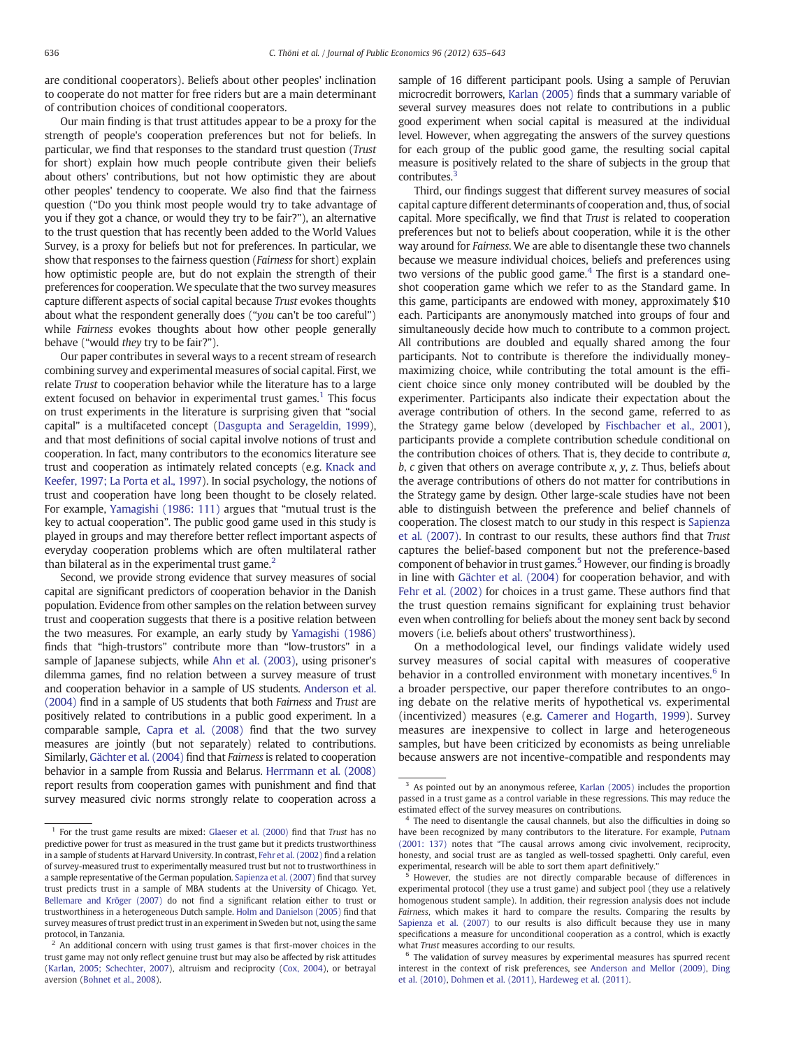are conditional cooperators). Beliefs about other peoples' inclination to cooperate do not matter for free riders but are a main determinant of contribution choices of conditional cooperators.

Our main finding is that trust attitudes appear to be a proxy for the strength of people's cooperation preferences but not for beliefs. In particular, we find that responses to the standard trust question (*Trust* for short) explain how much people contribute given their beliefs about others' contributions, but not how optimistic they are about other peoples' tendency to cooperate. We also find that the fairness question ("Do you think most people would try to take advantage of you if they got a chance, or would they try to be fair?"), an alternative to the trust question that has recently been added to the World Values Survey, is a proxy for beliefs but not for preferences. In particular, we show that responses to the fairness question (*Fairness* for short) explain how optimistic people are, but do not explain the strength of their preferences for cooperation. We speculate that the two survey measures capture different aspects of social capital because *Trust* evokes thoughts about what the respondent generally does ("*you* can't be too careful") while *Fairness* evokes thoughts about how other people generally behave ("would *they* try to be fair?").

Our paper contributes in several ways to a recent stream of research combining survey and experimental measures of social capital. First, we relate *Trust* to cooperation behavior while the literature has to a large extent focused on behavior in experimental trust games.[1] This focus on trust experiments in the literature is surprising given that "social capital" is a multifaceted concept (Dasgupta and Serageldin, 1999), and that most definitions of social capital involve notions of trust and cooperation. In fact, many contributors to the economics literature see trust and cooperation as intimately related concepts (e.g. Knack and Keefer, 1997; La Porta et al., 1997). In social psychology, the notions of trust and cooperation have long been thought to be closely related. For example, Yamagishi (1986: 111) argues that "mutual trust is the key to actual cooperation". The public good game used in this study is played in groups and may therefore better reflect important aspects of everyday cooperation problems which are often multilateral rather than bilateral as in the experimental trust game.[2]

Second, we provide strong evidence that survey measures of social capital are significant predictors of cooperation behavior in the Danish population. Evidence from other samples on the relation between survey trust and cooperation suggests that there is a positive relation between the two measures. For example, an early study by Yamagishi (1986) finds that "high-trustors" contribute more than "low-trustors" in a sample of Japanese subjects, while Ahn et al. (2003), using prisoner's dilemma games, find no relation between a survey measure of trust and cooperation behavior in a sample of US students. Anderson et al. (2004) find in a sample of US students that both *Fairness* and *Trust* are positively related to contributions in a public good experiment. In a comparable sample, Capra et al. (2008) find that the two survey measures are jointly (but not separately) related to contributions. Similarly, Gächter et al. (2004) find that *Fairness* is related to cooperation behavior in a sample from Russia and Belarus. Herrmann et al. (2008) report results from cooperation games with punishment and find that survey measured civic norms strongly relate to cooperation across a sample of 16 different participant pools. Using a sample of Peruvian microcredit borrowers, Karlan (2005) finds that a summary variable of several survey measures does not relate to contributions in a public good experiment when social capital is measured at the individual level. However, when aggregating the answers of the survey questions for each group of the public good game, the resulting social capital measure is positively related to the share of subjects in the group that contributes.[3]

Third, our findings suggest that different survey measures of social capital capture different determinants of cooperation and, thus, of social capital. More specifically, we find that *Trust* is related to cooperation preferences but not to beliefs about cooperation, while it is the other way around for *Fairness*. We are able to disentangle these two channels because we measure individual choices, beliefs and preferences using two versions of the public good game.[4] The first is a standard one-shot cooperation game which we refer to as the Standard game. In this game, participants are endowed with money, approximately \$10 each. Participants are anonymously matched into groups of four and simultaneously decide how much to contribute to a common project. All contributions are doubled and equally shared among the four participants. Not to contribute is therefore the individually money-maximizing choice, while contributing the total amount is the efficient choice since only money contributed will be doubled by the experimenter. Participants also indicate their expectation about the average contribution of others. In the second game, referred to as the Strategy game below (developed by Fischbacher et al., 2001), participants provide a complete contribution schedule conditional on the contribution choices of others. That is, they decide to contribute *a*, *b*, *c* given that others on average contribute *x*, *y*, *z*. Thus, beliefs about the average contributions of others do not matter for contributions in the Strategy game by design. Other large-scale studies have not been able to distinguish between the preference and belief channels of cooperation. The closest match to our study in this respect is Sapienza et al. (2007). In contrast to our results, these authors find that *Trust* captures the belief-based component but not the preference-based component of behavior in trust games.[5] However, our finding is broadly in line with Gächter et al. (2004) for cooperation behavior, and with Fehr et al. (2002) for choices in a trust game. These authors find that the trust question remains significant for explaining trust behavior even when controlling for beliefs about the money sent back by second movers (i.e. beliefs about others' trustworthiness).

On a methodological level, our findings validate widely used survey measures of social capital with measures of cooperative behavior in a controlled environment with monetary incentives.[6] In a broader perspective, our paper therefore contributes to an ongoing debate on the relative merits of hypothetical vs. experimental (incentivized) measures (e.g. Camerer and Hogarth, 1999). Survey measures are inexpensive to collect in large and heterogeneous samples, but have been criticized by economists as being unreliable because answers are not incentive-compatible and respondents may

---

[1] For the trust game results are mixed: Glaeser et al. (2000) find that *Trust* has no predictive power for trust as measured in the trust game but it predicts trustworthiness in a sample of students at Harvard University. In contrast, Fehr et al. (2002) find a relation of survey-measured trust to experimentally measured trust but not to trustworthiness in a sample representative of the German population. Sapienza et al. (2007) find that survey trust predicts trust in a sample of MBA students at the University of Chicago. Yet, Bellemare and Kröger (2007) do not find a significant relation either to trust or trustworthiness in a heterogeneous Dutch sample. Holm and Danielson (2005) find that survey measures of trust predict trust in an experiment in Sweden but not, using the same protocol, in Tanzania.

[2] An additional concern with using trust games is that first-mover choices in the trust game may not only reflect genuine trust but may also be affected by risk attitudes (Karlan, 2005; Schechter, 2007), altruism and reciprocity (Cox, 2004), or betrayal aversion (Bohnet et al., 2008).

[3] As pointed out by an anonymous referee, Karlan (2005) includes the proportion passed in a trust game as a control variable in these regressions. This may reduce the estimated effect of the survey measures on contributions.

[4] The need to disentangle the causal channels, but also the difficulties in doing so have been recognized by many contributors to the literature. For example, Putnam (2001: 137) notes that "The causal arrows among civic involvement, reciprocity, honesty, and social trust are as tangled as well-tossed spaghetti. Only careful, even experimental, research will be able to sort them apart definitively."

[5] However, the studies are not directly comparable because of differences in experimental protocol (they use a trust game) and subject pool (they use a relatively homogenous student sample). In addition, their regression analysis does not include *Fairness*, which makes it hard to compare the results. Comparing the results by Sapienza et al. (2007) to our results is also difficult because they use in many specifications a measure for unconditional cooperation as a control, which is exactly what *Trust* measures according to our results.

[6] The validation of survey measures by experimental measures has spurred recent interest in the context of risk preferences, see Anderson and Mellor (2009), Ding et al. (2010), Dohmen et al. (2011), Hardeweg et al. (2011).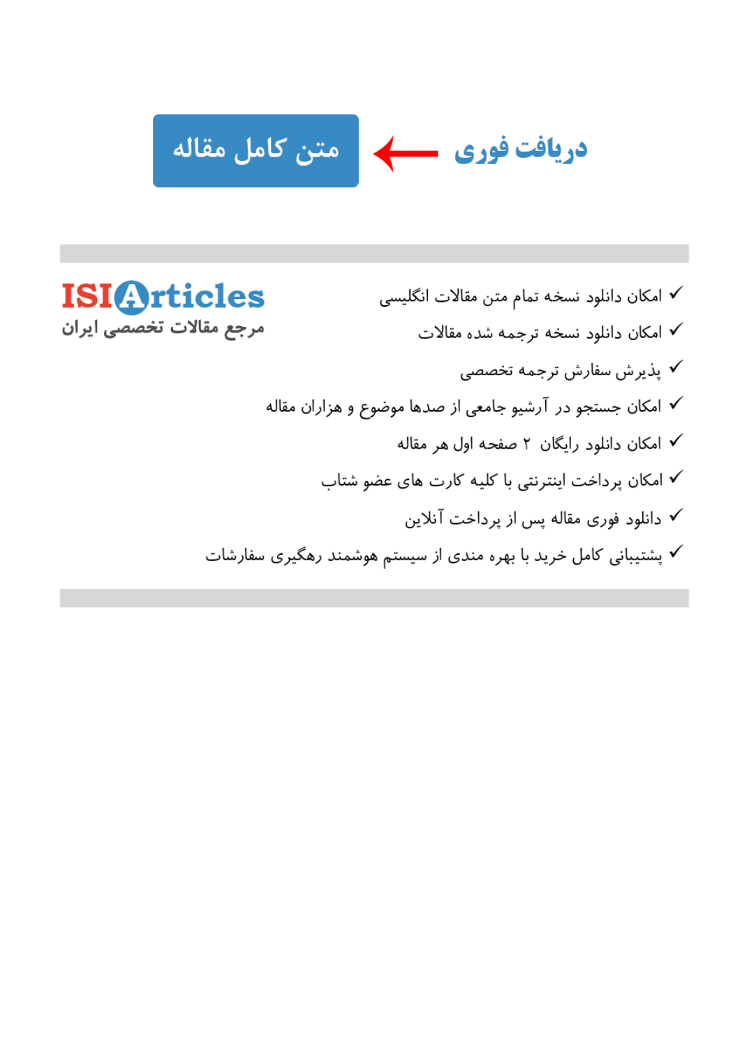دریافت فوری ← متن کامل مقاله

**ISIArticles**
مرجع مقالات تخصصی ایران

- ✓ امکان دانلود نسخه تمام متن مقالات انگلیسی
- ✓ امکان دانلود نسخه ترجمه شده مقالات
- ✓ پذیرش سفارش ترجمه تخصصی
- ✓ امکان جستجو در آرشیو جامعی از صدها موضوع و هزاران مقاله
- ✓ امکان دانلود رایگان ۲ صفحه اول هر مقاله
- ✓ امکان پرداخت اینترنتی با کلیه کارت های عضو شتاب
- ✓ دانلود فوری مقاله پس از پرداخت آنلاین
- ✓ پشتیبانی کامل خرید با بهره مندی از سیستم هوشمند رهگیری سفارشات